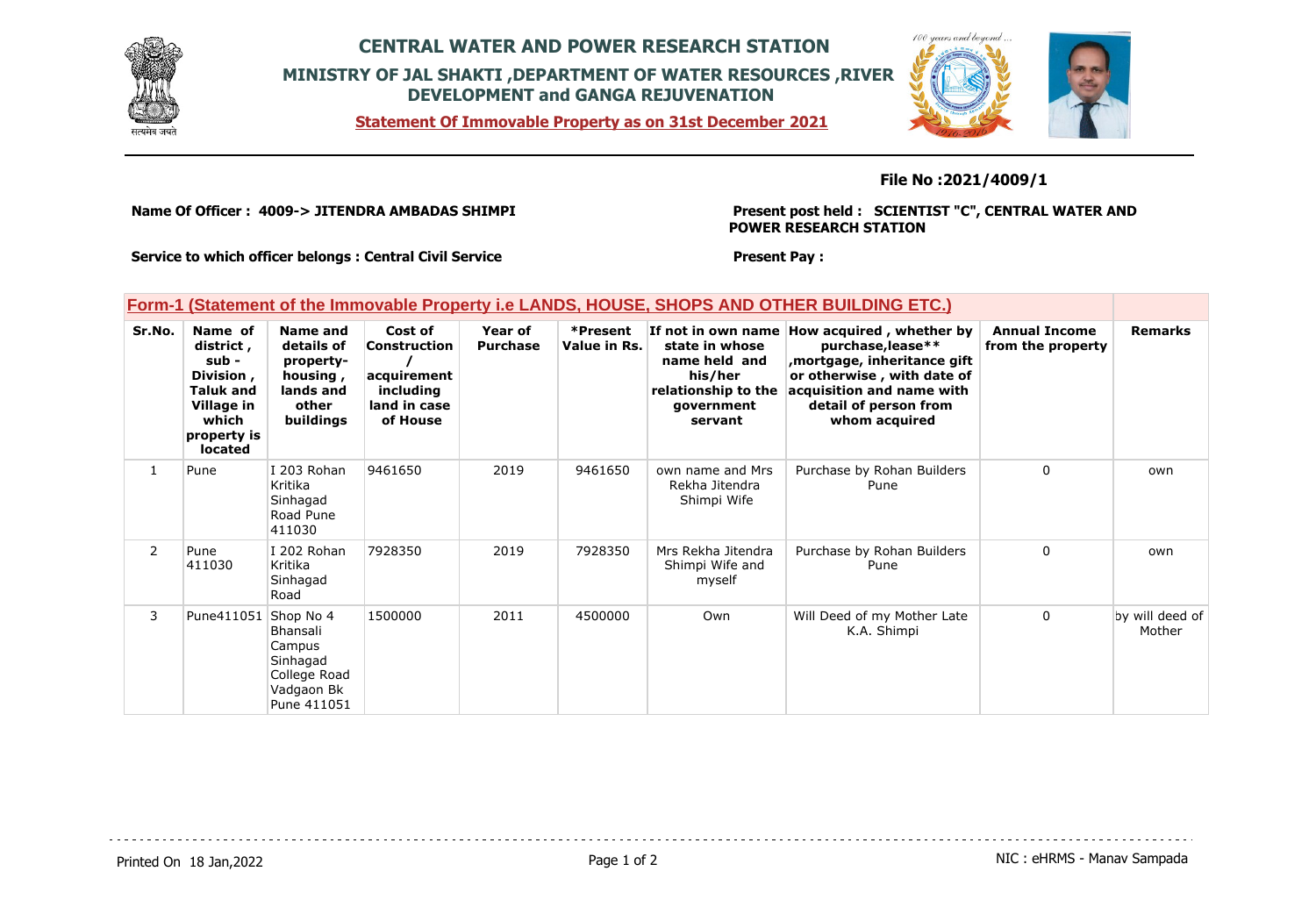# CENTRAL WATER AND POWER RESEARCH STATION

## MINISTRY OF JAL SHAKTI ,DEPARTMENT OF WATER RESOURCES ,RIVER DEVELOPMENT and GANGA REJUVENATION

**Statement Of Immovable Property as on 31st December 2021**

**File No :2021/4009/1**

**Name Of Officer : 4009-> JITENDRA AMBADAS SHIMPI**

**Present post held : SCIENTIST "C", CENTRAL WATER AND POWER RESEARCH STATION**

**Service to which officer belongs : Central Civil Service**

**Present Pay :**

## Form-1 (Statement of the Immovable Property i.e LANDS, HOUSE, SHOPS AND OTHER BUILDING ETC.)

| Sr.No. | Name of district , sub - Division , Taluk and Village in which property is located | Name and details of property- housing , lands and other buildings | Cost of Construction / acquirement including land in case of House | Year of Purchase | *Present Value in Rs. | If not in own name state in whose name held and his/her relationship to the government servant | How acquired , whether by purchase,lease** ,mortgage, inheritance gift or otherwise , with date of acquisition and name with detail of person from whom acquired | Annual Income from the property | Remarks |
|---|---|---|---|---|---|---|---|---|---|
| 1 | Pune | I 203 Rohan Kritika Sinhagad Road Pune 411030 | 9461650 | 2019 | 9461650 | own name and Mrs Rekha Jitendra Shimpi Wife | Purchase by Rohan Builders Pune | 0 | own |
| 2 | Pune 411030 | I 202 Rohan Kritika Sinhagad Road | 7928350 | 2019 | 7928350 | Mrs Rekha Jitendra Shimpi Wife and myself | Purchase by Rohan Builders Pune | 0 | own |
| 3 | Pune411051 | Shop No 4 Bhansali Campus Sinhagad College Road Vadgaon Bk Pune 411051 | 1500000 | 2011 | 4500000 | Own | Will Deed of my Mother Late K.A. Shimpi | 0 | by will deed of Mother |

Printed On 18 Jan,2022

NIC : eHRMS - Manav Sampada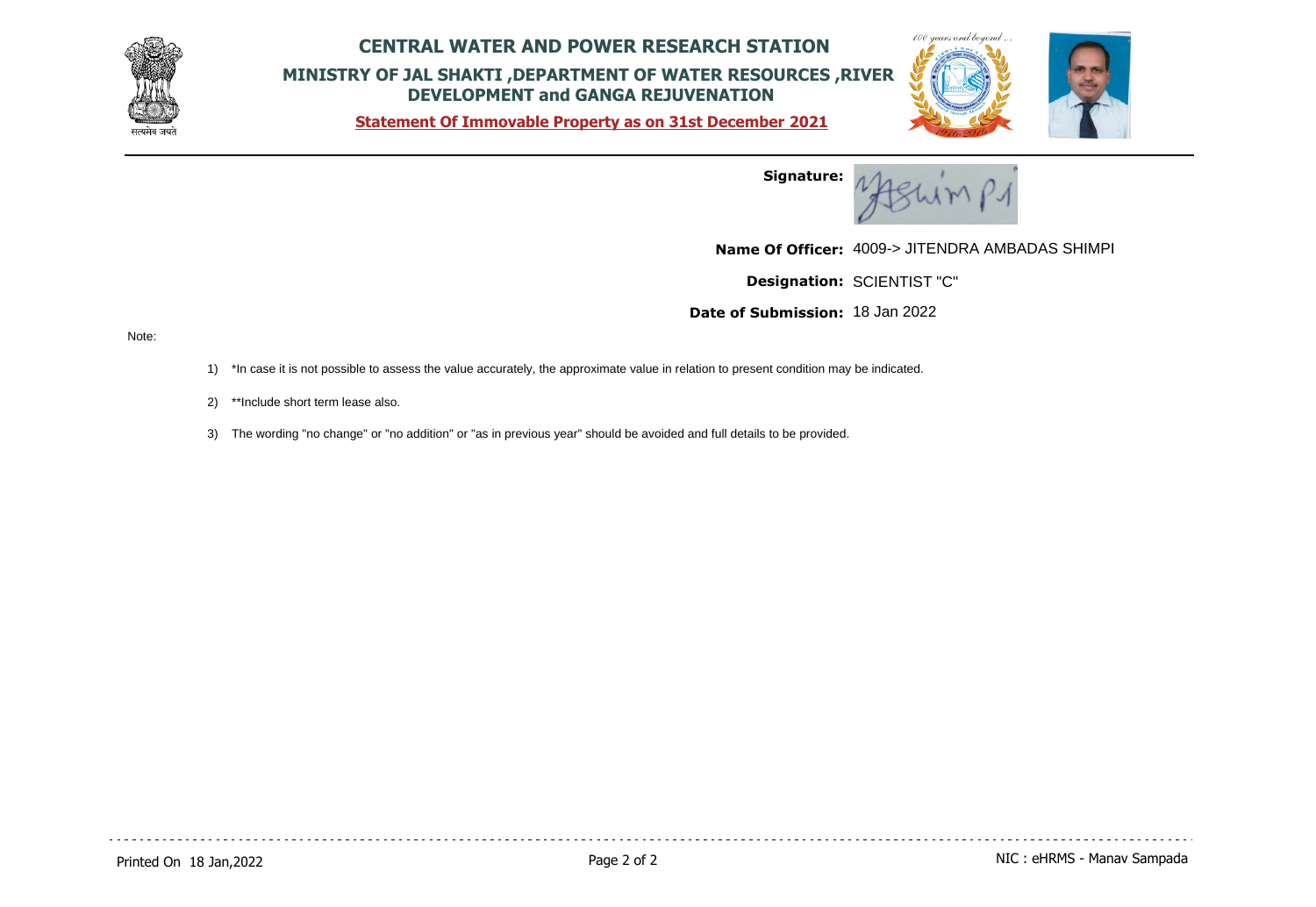# CENTRAL WATER AND POWER RESEARCH STATION

## MINISTRY OF JAL SHAKTI ,DEPARTMENT OF WATER RESOURCES ,RIVER DEVELOPMENT and GANGA REJUVENATION

**Statement Of Immovable Property as on 31st December 2021**

**Signature:**

**Name Of Officer:** 4009-> JITENDRA AMBADAS SHIMPI

**Designation:** SCIENTIST "C"

**Date of Submission:** 18 Jan 2022

Note:

1) *In case it is not possible to assess the value accurately, the approximate value in relation to present condition may be indicated.

2) **Include short term lease also.

3) The wording "no change" or "no addition" or "as in previous year" should be avoided and full details to be provided.

Printed On 18 Jan,2022

NIC : eHRMS - Manav Sampada